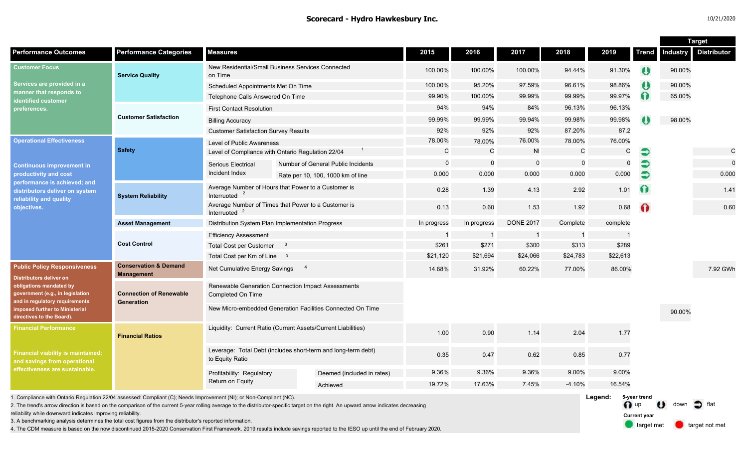# Scorecard - Hydro Hawkesbury Inc.

10/21/2020

| Performance Outcomes | Performance Categories | Measures | | 2015 | 2016 | 2017 | 2018 | 2019 | Trend | Target: Industry | Target: Distributor |
|---|---|---|---|---|---|---|---|---|---|---|---|
| **Customer Focus** Services are provided in a manner that responds to identified customer preferences. | Service Quality | New Residential/Small Business Services Connected on Time | | 100.00% | 100.00% | 100.00% | 94.44% | 91.30% | down | 90.00% | |
| | | Scheduled Appointments Met On Time | | 100.00% | 95.20% | 97.59% | 96.61% | 98.86% | down | 90.00% | |
| | | Telephone Calls Answered On Time | | 99.90% | 100.00% | 99.99% | 99.99% | 99.97% | up | 65.00% | |
| | Customer Satisfaction | First Contact Resolution | | 94% | 94% | 84% | 96.13% | 96.13% | | | |
| | | Billing Accuracy | | 99.99% | 99.99% | 99.94% | 99.98% | 99.98% | down | 98.00% | |
| | | Customer Satisfaction Survey Results | | 92% | 92% | 92% | 87.20% | 87.2 | | | |
| **Operational Effectiveness** Continuous improvement in productivity and cost performance is achieved; and distributors deliver on system reliability and quality objectives. | Safety | Level of Public Awareness | | 78.00% | 78.00% | 76.00% | 78.00% | 76.00% | | | |
| | | Level of Compliance with Ontario Regulation 22/04 [1] | | C | C | NI | C | C | flat | | C |
| | | Serious Electrical Incident Index | Number of General Public Incidents | 0 | 0 | 0 | 0 | 0 | flat | | 0 |
| | | | Rate per 10, 100, 1000 km of line | 0.000 | 0.000 | 0.000 | 0.000 | 0.000 | flat | | 0.000 |
| | System Reliability | Average Number of Hours that Power to a Customer is Interrupted [2] | | 0.28 | 1.39 | 4.13 | 2.92 | 1.01 | up | | 1.41 |
| | | Average Number of Times that Power to a Customer is Interrupted [2] | | 0.13 | 0.60 | 1.53 | 1.92 | 0.68 | up (target not met) | | 0.60 |
| | Asset Management | Distribution System Plan Implementation Progress | | In progress | In progress | DONE 2017 | Complete | complete | | | |
| | Cost Control | Efficiency Assessment | | 1 | 1 | 1 | 1 | 1 | | | |
| | | Total Cost per Customer [3] | | $261 | $271 | $300 | $313 | $289 | | | |
| | | Total Cost per Km of Line [3] | | $21,120 | $21,694 | $24,066 | $24,783 | $22,613 | | | |
| **Public Policy Responsiveness** Distributors deliver on obligations mandated by government (e.g., in legislation and in regulatory requirements imposed further to Ministerial directives to the Board). | Conservation & Demand Management | Net Cumulative Energy Savings [4] | | 14.68% | 31.92% | 60.22% | 77.00% | 86.00% | | | 7.92 GWh |
| | Connection of Renewable Generation | Renewable Generation Connection Impact Assessments Completed On Time | | | | | | | | | |
| | | New Micro-embedded Generation Facilities Connected On Time | | | | | | | | 90.00% | |
| **Financial Performance** Financial viability is maintained; and savings from operational effectiveness are sustainable. | Financial Ratios | Liquidity: Current Ratio (Current Assets/Current Liabilities) | | 1.00 | 0.90 | 1.14 | 2.04 | 1.77 | | | |
| | | Leverage: Total Debt (includes short-term and long-term debt) to Equity Ratio | | 0.35 | 0.47 | 0.62 | 0.85 | 0.77 | | | |
| | | Profitability: Regulatory Return on Equity | Deemed (included in rates) | 9.36% | 9.36% | 9.36% | 9.00% | 9.00% | | | |
| | | | Achieved | 19.72% | 17.63% | 7.45% | -4.10% | 16.54% | | | |

1. Compliance with Ontario Regulation 22/04 assessed: Compliant (C); Needs Improvement (NI); or Non-Compliant (NC).
2. The trend's arrow direction is based on the comparison of the current 5-year rolling average to the distributor-specific target on the right. An upward arrow indicates decreasing reliability while downward indicates improving reliability.
3. A benchmarking analysis determines the total cost figures from the distributor's reported information.
4. The CDM measure is based on the now discontinued 2015-2020 Conservation First Framework. 2019 results include savings reported to the IESO up until the end of February 2020.

**Legend:**
5-year trend: up, down, flat
Current year: target met, target not met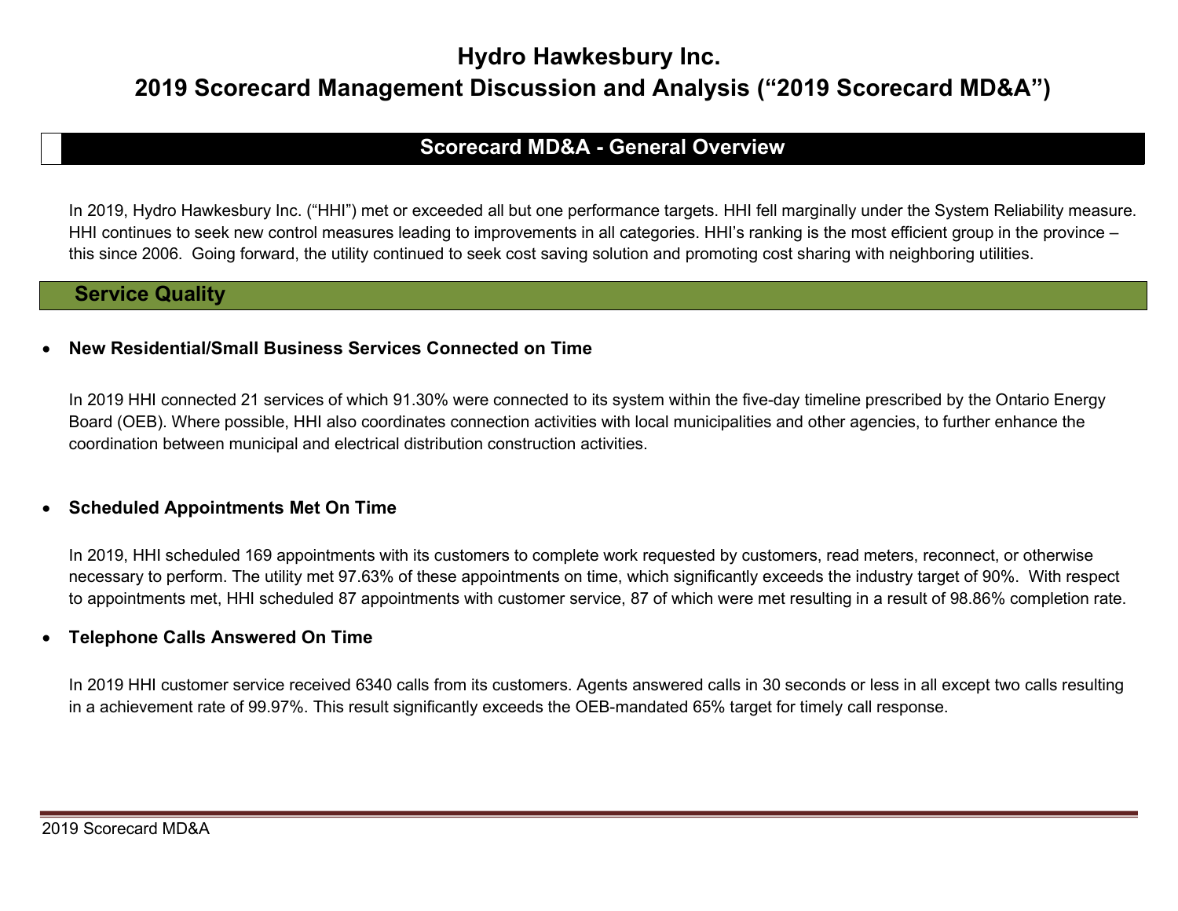# Hydro Hawkesbury Inc.

# 2019 Scorecard Management Discussion and Analysis (“2019 Scorecard MD&A”)

## Scorecard MD&A - General Overview

In 2019, Hydro Hawkesbury Inc. (“HHI”) met or exceeded all but one performance targets. HHI fell marginally under the System Reliability measure. HHI continues to seek new control measures leading to improvements in all categories. HHI’s ranking is the most efficient group in the province – this since 2006. Going forward, the utility continued to seek cost saving solution and promoting cost sharing with neighboring utilities.

## Service Quality

- **New Residential/Small Business Services Connected on Time**

  In 2019 HHI connected 21 services of which 91.30% were connected to its system within the five-day timeline prescribed by the Ontario Energy Board (OEB). Where possible, HHI also coordinates connection activities with local municipalities and other agencies, to further enhance the coordination between municipal and electrical distribution construction activities.

- **Scheduled Appointments Met On Time**

  In 2019, HHI scheduled 169 appointments with its customers to complete work requested by customers, read meters, reconnect, or otherwise necessary to perform. The utility met 97.63% of these appointments on time, which significantly exceeds the industry target of 90%. With respect to appointments met, HHI scheduled 87 appointments with customer service, 87 of which were met resulting in a result of 98.86% completion rate.

- **Telephone Calls Answered On Time**

  In 2019 HHI customer service received 6340 calls from its customers. Agents answered calls in 30 seconds or less in all except two calls resulting in a achievement rate of 99.97%. This result significantly exceeds the OEB-mandated 65% target for timely call response.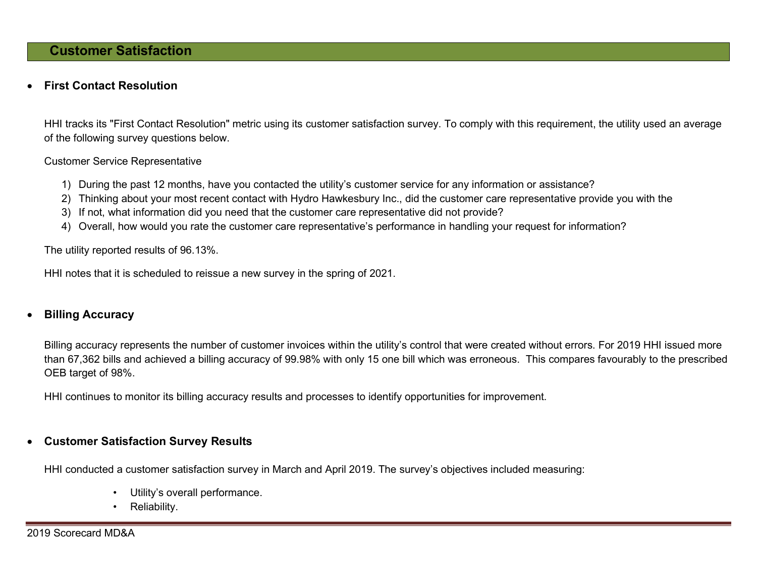## Customer Satisfaction

- **First Contact Resolution**

HHI tracks its "First Contact Resolution" metric using its customer satisfaction survey. To comply with this requirement, the utility used an average of the following survey questions below.

Customer Service Representative

1) During the past 12 months, have you contacted the utility's customer service for any information or assistance?
2) Thinking about your most recent contact with Hydro Hawkesbury Inc., did the customer care representative provide you with the
3) If not, what information did you need that the customer care representative did not provide?
4) Overall, how would you rate the customer care representative's performance in handling your request for information?

The utility reported results of 96.13%.

HHI notes that it is scheduled to reissue a new survey in the spring of 2021.

- **Billing Accuracy**

Billing accuracy represents the number of customer invoices within the utility's control that were created without errors. For 2019 HHI issued more than 67,362 bills and achieved a billing accuracy of 99.98% with only 15 one bill which was erroneous. This compares favourably to the prescribed OEB target of 98%.

HHI continues to monitor its billing accuracy results and processes to identify opportunities for improvement.

- **Customer Satisfaction Survey Results**

HHI conducted a customer satisfaction survey in March and April 2019. The survey's objectives included measuring:

- Utility's overall performance.
- Reliability.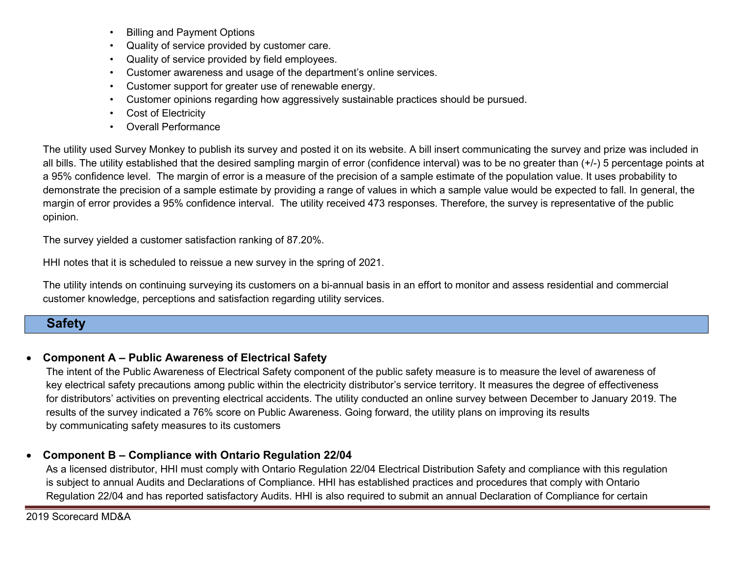- Billing and Payment Options
- Quality of service provided by customer care.
- Quality of service provided by field employees.
- Customer awareness and usage of the department's online services.
- Customer support for greater use of renewable energy.
- Customer opinions regarding how aggressively sustainable practices should be pursued.
- Cost of Electricity
- Overall Performance

The utility used Survey Monkey to publish its survey and posted it on its website. A bill insert communicating the survey and prize was included in all bills. The utility established that the desired sampling margin of error (confidence interval) was to be no greater than (+/-) 5 percentage points at a 95% confidence level. The margin of error is a measure of the precision of a sample estimate of the population value. It uses probability to demonstrate the precision of a sample estimate by providing a range of values in which a sample value would be expected to fall. In general, the margin of error provides a 95% confidence interval. The utility received 473 responses. Therefore, the survey is representative of the public opinion.

The survey yielded a customer satisfaction ranking of 87.20%.

HHI notes that it is scheduled to reissue a new survey in the spring of 2021.

The utility intends on continuing surveying its customers on a bi-annual basis in an effort to monitor and assess residential and commercial customer knowledge, perceptions and satisfaction regarding utility services.

## Safety

- **Component A – Public Awareness of Electrical Safety**
  The intent of the Public Awareness of Electrical Safety component of the public safety measure is to measure the level of awareness of key electrical safety precautions among public within the electricity distributor's service territory. It measures the degree of effectiveness for distributors' activities on preventing electrical accidents. The utility conducted an online survey between December to January 2019. The results of the survey indicated a 76% score on Public Awareness. Going forward, the utility plans on improving its results by communicating safety measures to its customers

- **Component B – Compliance with Ontario Regulation 22/04**
  As a licensed distributor, HHI must comply with Ontario Regulation 22/04 Electrical Distribution Safety and compliance with this regulation is subject to annual Audits and Declarations of Compliance. HHI has established practices and procedures that comply with Ontario Regulation 22/04 and has reported satisfactory Audits. HHI is also required to submit an annual Declaration of Compliance for certain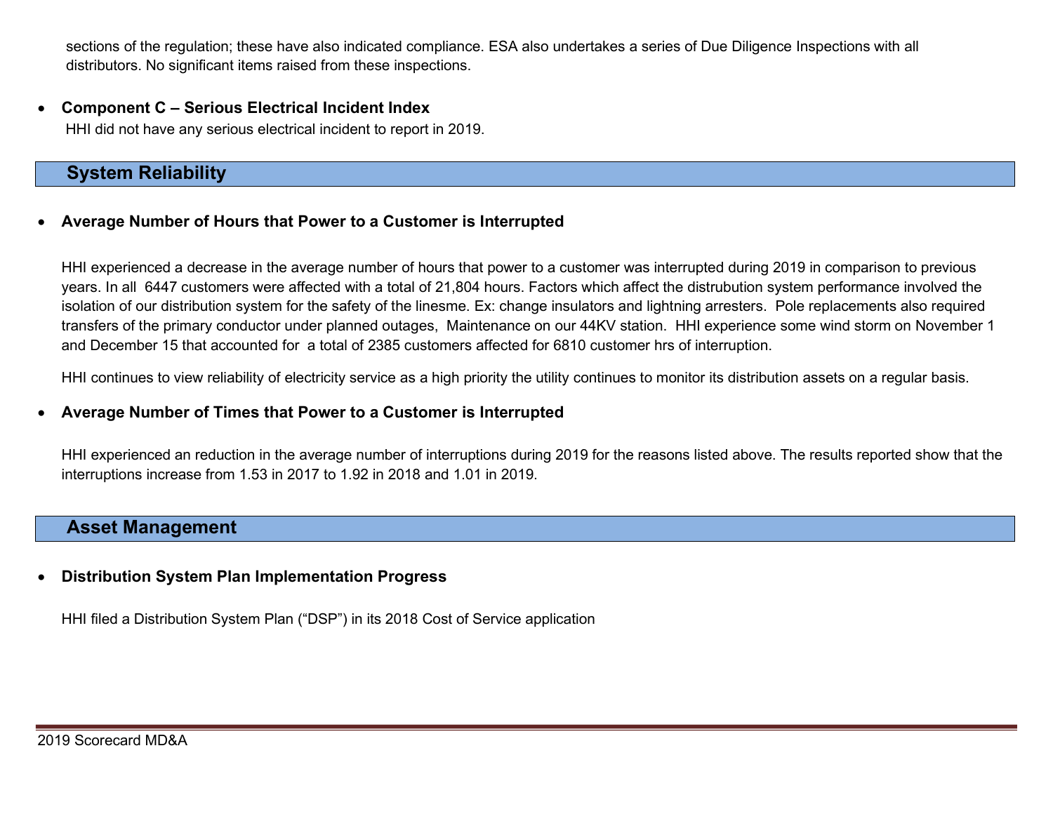sections of the regulation; these have also indicated compliance. ESA also undertakes a series of Due Diligence Inspections with all distributors. No significant items raised from these inspections.

- **Component C – Serious Electrical Incident Index**

  HHI did not have any serious electrical incident to report in 2019.

## System Reliability

- **Average Number of Hours that Power to a Customer is Interrupted**

  HHI experienced a decrease in the average number of hours that power to a customer was interrupted during 2019 in comparison to previous years. In all 6447 customers were affected with a total of 21,804 hours. Factors which affect the distrubution system performance involved the isolation of our distribution system for the safety of the linesme. Ex: change insulators and lightning arresters. Pole replacements also required transfers of the primary conductor under planned outages, Maintenance on our 44KV station. HHI experience some wind storm on November 1 and December 15 that accounted for a total of 2385 customers affected for 6810 customer hrs of interruption.

  HHI continues to view reliability of electricity service as a high priority the utility continues to monitor its distribution assets on a regular basis.

- **Average Number of Times that Power to a Customer is Interrupted**

  HHI experienced an reduction in the average number of interruptions during 2019 for the reasons listed above. The results reported show that the interruptions increase from 1.53 in 2017 to 1.92 in 2018 and 1.01 in 2019.

## Asset Management

- **Distribution System Plan Implementation Progress**

  HHI filed a Distribution System Plan ("DSP") in its 2018 Cost of Service application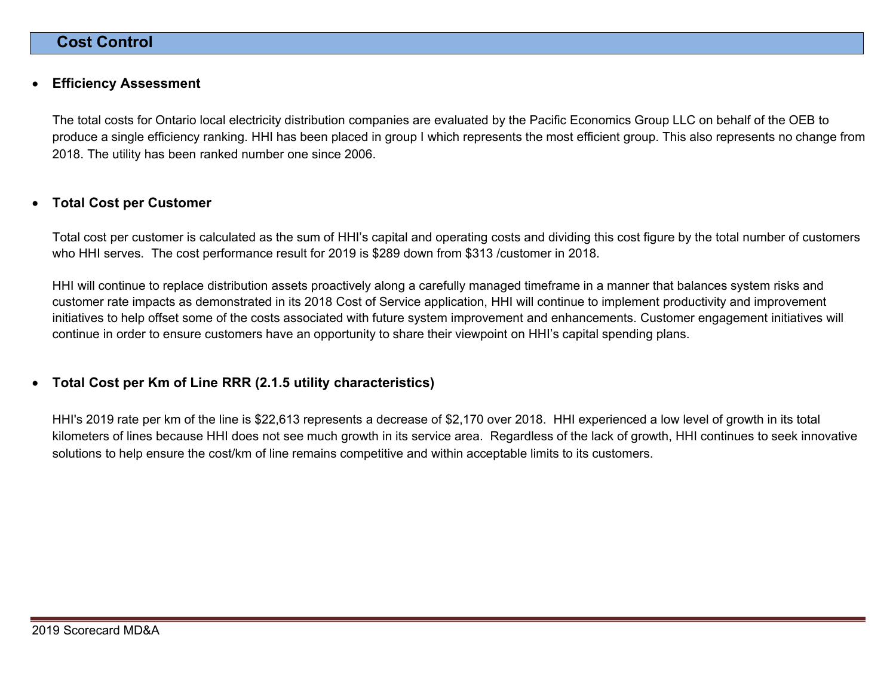## Cost Control

- **Efficiency Assessment**

  The total costs for Ontario local electricity distribution companies are evaluated by the Pacific Economics Group LLC on behalf of the OEB to produce a single efficiency ranking. HHI has been placed in group I which represents the most efficient group. This also represents no change from 2018. The utility has been ranked number one since 2006.

- **Total Cost per Customer**

  Total cost per customer is calculated as the sum of HHI's capital and operating costs and dividing this cost figure by the total number of customers who HHI serves. The cost performance result for 2019 is $289 down from $313 /customer in 2018.

  HHI will continue to replace distribution assets proactively along a carefully managed timeframe in a manner that balances system risks and customer rate impacts as demonstrated in its 2018 Cost of Service application, HHI will continue to implement productivity and improvement initiatives to help offset some of the costs associated with future system improvement and enhancements. Customer engagement initiatives will continue in order to ensure customers have an opportunity to share their viewpoint on HHI's capital spending plans.

- **Total Cost per Km of Line RRR (2.1.5 utility characteristics)**

  HHI's 2019 rate per km of the line is $22,613 represents a decrease of $2,170 over 2018. HHI experienced a low level of growth in its total kilometers of lines because HHI does not see much growth in its service area. Regardless of the lack of growth, HHI continues to seek innovative solutions to help ensure the cost/km of line remains competitive and within acceptable limits to its customers.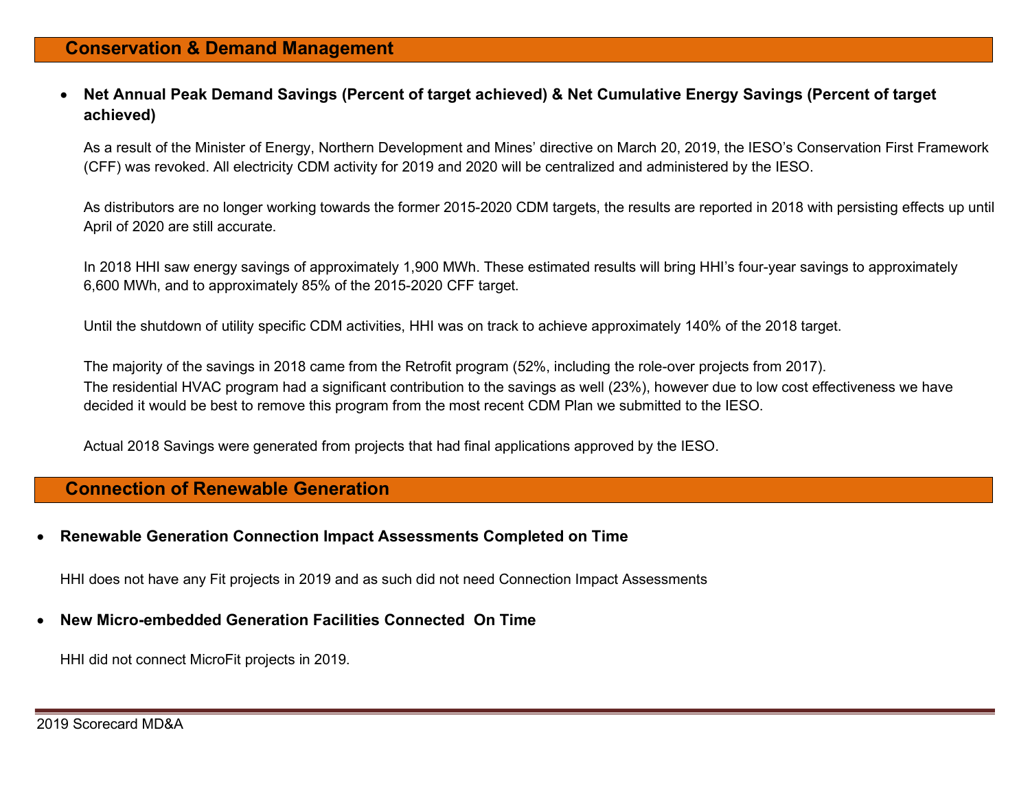## Conservation & Demand Management

- **Net Annual Peak Demand Savings (Percent of target achieved) & Net Cumulative Energy Savings (Percent of target achieved)**

  As a result of the Minister of Energy, Northern Development and Mines' directive on March 20, 2019, the IESO's Conservation First Framework (CFF) was revoked. All electricity CDM activity for 2019 and 2020 will be centralized and administered by the IESO.

  As distributors are no longer working towards the former 2015-2020 CDM targets, the results are reported in 2018 with persisting effects up until April of 2020 are still accurate.

  In 2018 HHI saw energy savings of approximately 1,900 MWh. These estimated results will bring HHI's four-year savings to approximately 6,600 MWh, and to approximately 85% of the 2015-2020 CFF target.

  Until the shutdown of utility specific CDM activities, HHI was on track to achieve approximately 140% of the 2018 target.

  The majority of the savings in 2018 came from the Retrofit program (52%, including the role-over projects from 2017).
  The residential HVAC program had a significant contribution to the savings as well (23%), however due to low cost effectiveness we have decided it would be best to remove this program from the most recent CDM Plan we submitted to the IESO.

  Actual 2018 Savings were generated from projects that had final applications approved by the IESO.

## Connection of Renewable Generation

- **Renewable Generation Connection Impact Assessments Completed on Time**

  HHI does not have any Fit projects in 2019 and as such did not need Connection Impact Assessments

- **New Micro-embedded Generation Facilities Connected On Time**

  HHI did not connect MicroFit projects in 2019.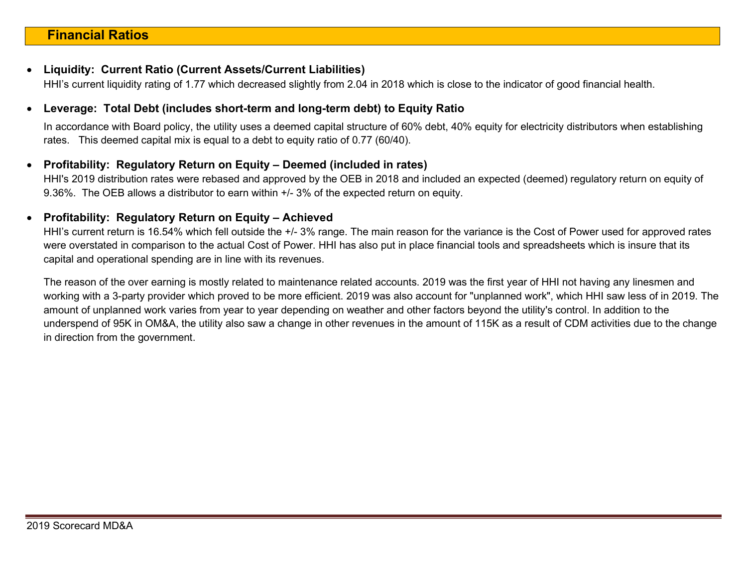## Financial Ratios

- **Liquidity: Current Ratio (Current Assets/Current Liabilities)**

  HHI's current liquidity rating of 1.77 which decreased slightly from 2.04 in 2018 which is close to the indicator of good financial health.

- **Leverage: Total Debt (includes short-term and long-term debt) to Equity Ratio**

  In accordance with Board policy, the utility uses a deemed capital structure of 60% debt, 40% equity for electricity distributors when establishing rates. This deemed capital mix is equal to a debt to equity ratio of 0.77 (60/40).

- **Profitability: Regulatory Return on Equity – Deemed (included in rates)**

  HHI's 2019 distribution rates were rebased and approved by the OEB in 2018 and included an expected (deemed) regulatory return on equity of 9.36%. The OEB allows a distributor to earn within +/- 3% of the expected return on equity.

- **Profitability: Regulatory Return on Equity – Achieved**

  HHI's current return is 16.54% which fell outside the +/- 3% range. The main reason for the variance is the Cost of Power used for approved rates were overstated in comparison to the actual Cost of Power. HHI has also put in place financial tools and spreadsheets which is insure that its capital and operational spending are in line with its revenues.

  The reason of the over earning is mostly related to maintenance related accounts. 2019 was the first year of HHI not having any linesmen and working with a 3-party provider which proved to be more efficient. 2019 was also account for "unplanned work", which HHI saw less of in 2019. The amount of unplanned work varies from year to year depending on weather and other factors beyond the utility's control. In addition to the underspend of 95K in OM&A, the utility also saw a change in other revenues in the amount of 115K as a result of CDM activities due to the change in direction from the government.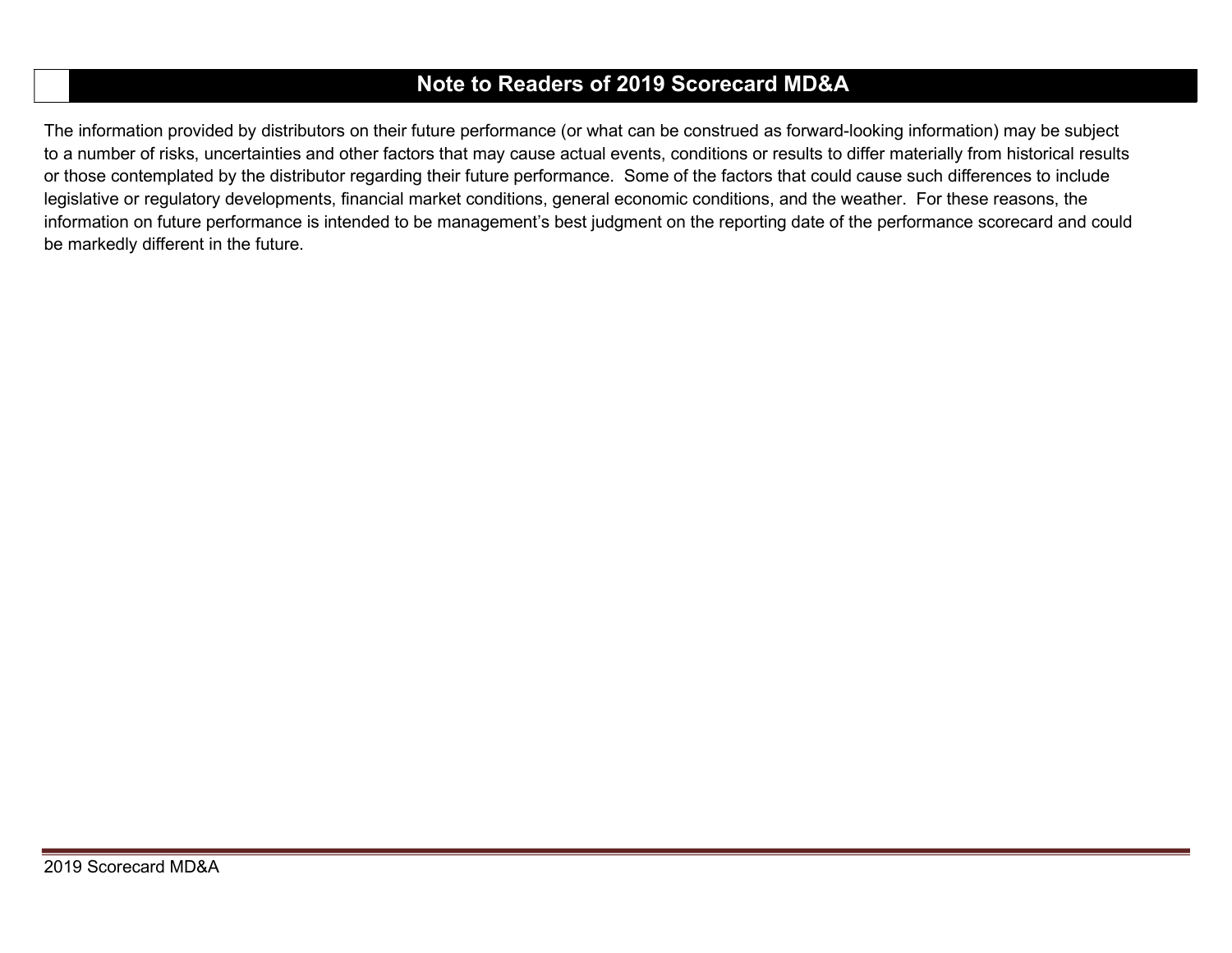## Note to Readers of 2019 Scorecard MD&A

The information provided by distributors on their future performance (or what can be construed as forward-looking information) may be subject to a number of risks, uncertainties and other factors that may cause actual events, conditions or results to differ materially from historical results or those contemplated by the distributor regarding their future performance. Some of the factors that could cause such differences to include legislative or regulatory developments, financial market conditions, general economic conditions, and the weather. For these reasons, the information on future performance is intended to be management's best judgment on the reporting date of the performance scorecard and could be markedly different in the future.